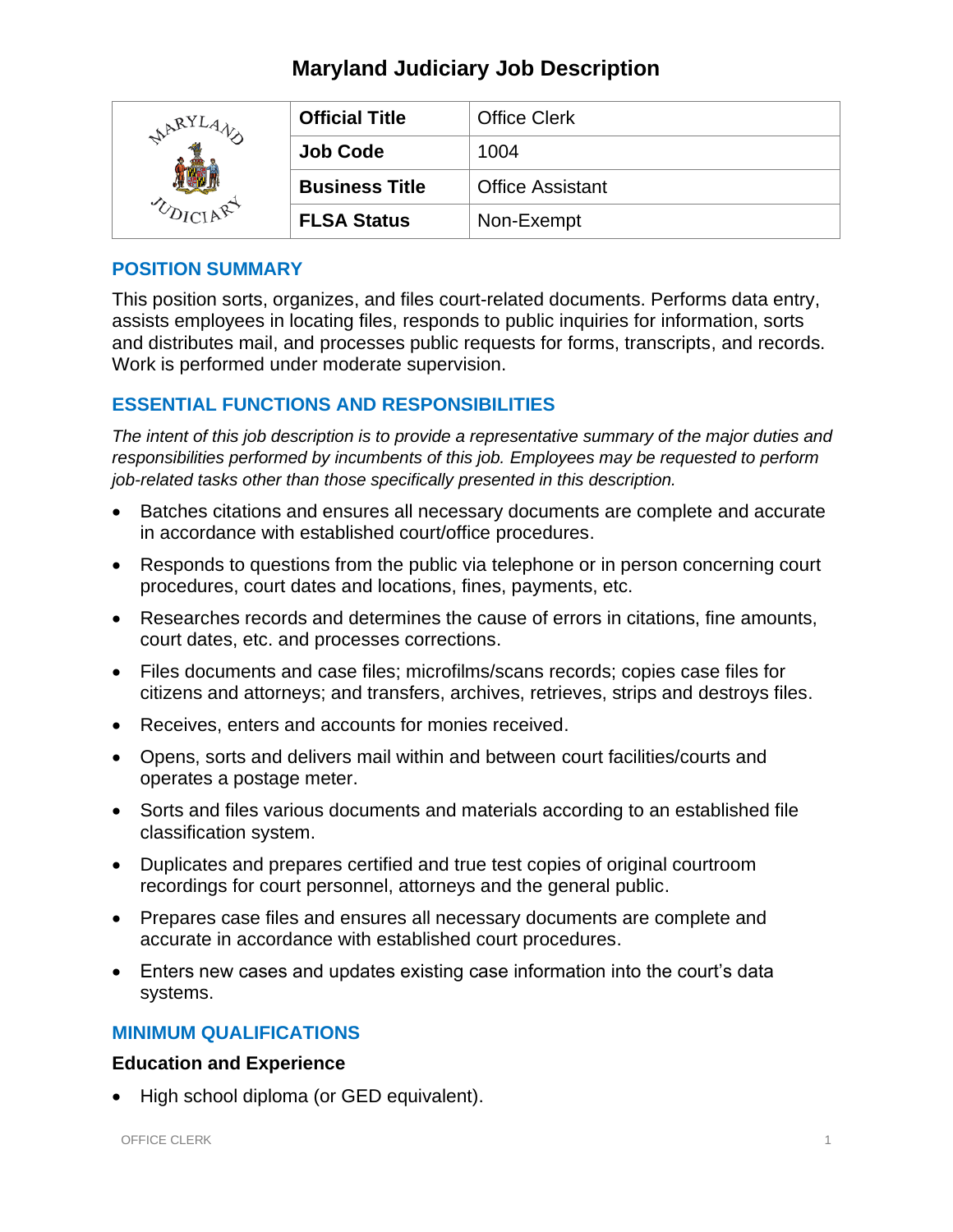# Maryland Judiciary Job Description

| | | |
|---|---|---|
| | **Official Title** | Office Clerk |
| | **Job Code** | 1004 |
| | **Business Title** | Office Assistant |
| | **FLSA Status** | Non-Exempt |

## POSITION SUMMARY

This position sorts, organizes, and files court-related documents. Performs data entry, assists employees in locating files, responds to public inquiries for information, sorts and distributes mail, and processes public requests for forms, transcripts, and records. Work is performed under moderate supervision.

## ESSENTIAL FUNCTIONS AND RESPONSIBILITIES

*The intent of this job description is to provide a representative summary of the major duties and responsibilities performed by incumbents of this job. Employees may be requested to perform job-related tasks other than those specifically presented in this description.*

- Batches citations and ensures all necessary documents are complete and accurate in accordance with established court/office procedures.
- Responds to questions from the public via telephone or in person concerning court procedures, court dates and locations, fines, payments, etc.
- Researches records and determines the cause of errors in citations, fine amounts, court dates, etc. and processes corrections.
- Files documents and case files; microfilms/scans records; copies case files for citizens and attorneys; and transfers, archives, retrieves, strips and destroys files.
- Receives, enters and accounts for monies received.
- Opens, sorts and delivers mail within and between court facilities/courts and operates a postage meter.
- Sorts and files various documents and materials according to an established file classification system.
- Duplicates and prepares certified and true test copies of original courtroom recordings for court personnel, attorneys and the general public.
- Prepares case files and ensures all necessary documents are complete and accurate in accordance with established court procedures.
- Enters new cases and updates existing case information into the court's data systems.

## MINIMUM QUALIFICATIONS

### Education and Experience

- High school diploma (or GED equivalent).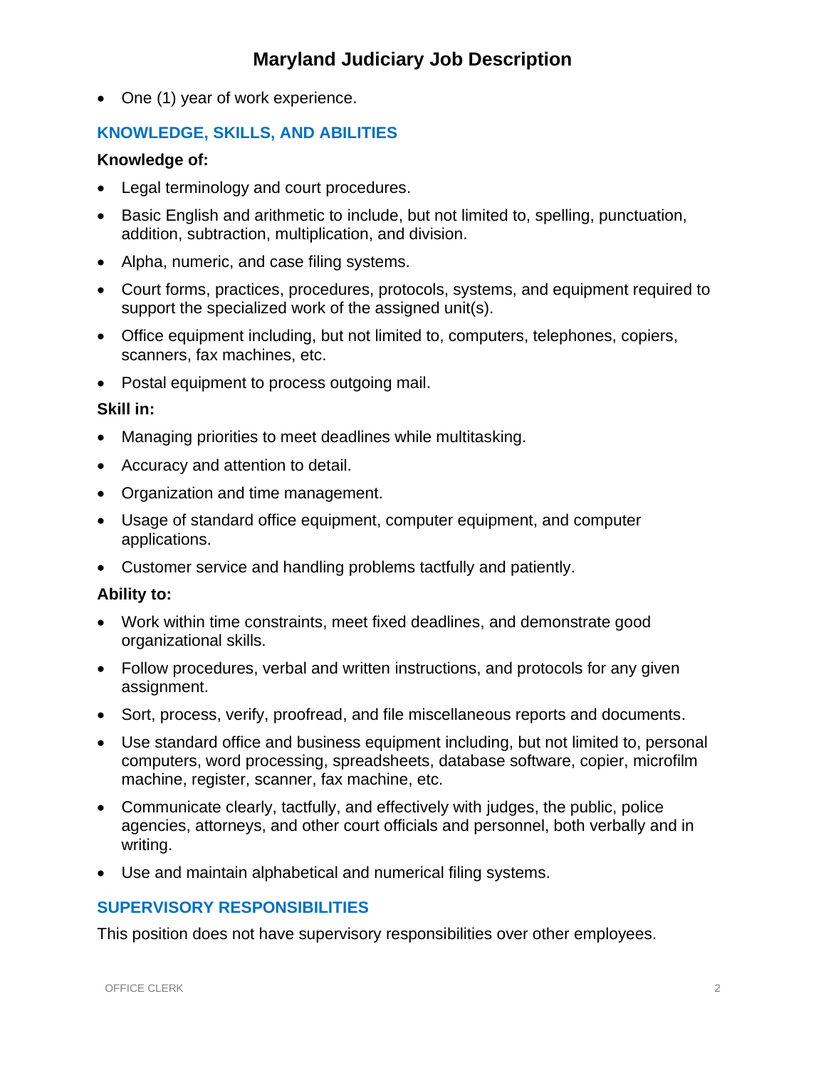- One (1) year of work experience.

## KNOWLEDGE, SKILLS, AND ABILITIES

**Knowledge of:**

- Legal terminology and court procedures.
- Basic English and arithmetic to include, but not limited to, spelling, punctuation, addition, subtraction, multiplication, and division.
- Alpha, numeric, and case filing systems.
- Court forms, practices, procedures, protocols, systems, and equipment required to support the specialized work of the assigned unit(s).
- Office equipment including, but not limited to, computers, telephones, copiers, scanners, fax machines, etc.
- Postal equipment to process outgoing mail.

**Skill in:**

- Managing priorities to meet deadlines while multitasking.
- Accuracy and attention to detail.
- Organization and time management.
- Usage of standard office equipment, computer equipment, and computer applications.
- Customer service and handling problems tactfully and patiently.

**Ability to:**

- Work within time constraints, meet fixed deadlines, and demonstrate good organizational skills.
- Follow procedures, verbal and written instructions, and protocols for any given assignment.
- Sort, process, verify, proofread, and file miscellaneous reports and documents.
- Use standard office and business equipment including, but not limited to, personal computers, word processing, spreadsheets, database software, copier, microfilm machine, register, scanner, fax machine, etc.
- Communicate clearly, tactfully, and effectively with judges, the public, police agencies, attorneys, and other court officials and personnel, both verbally and in writing.
- Use and maintain alphabetical and numerical filing systems.

## SUPERVISORY RESPONSIBILITIES

This position does not have supervisory responsibilities over other employees.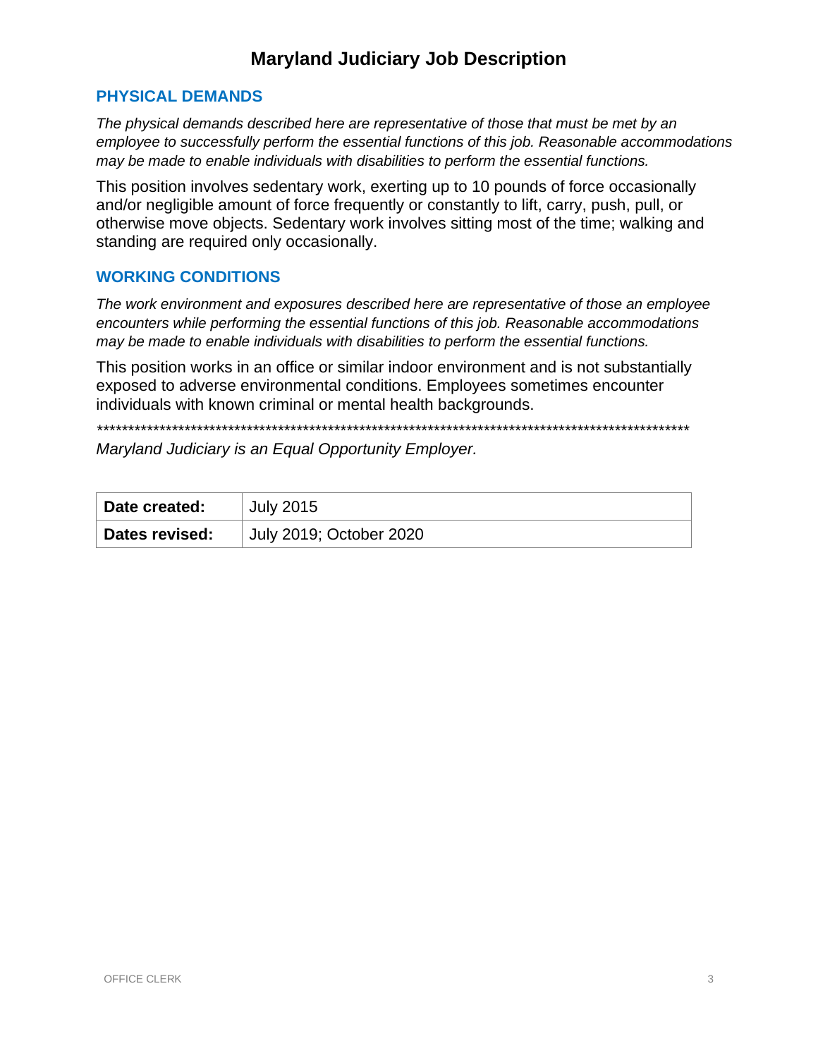# Maryland Judiciary Job Description

## PHYSICAL DEMANDS

*The physical demands described here are representative of those that must be met by an employee to successfully perform the essential functions of this job. Reasonable accommodations may be made to enable individuals with disabilities to perform the essential functions.*

This position involves sedentary work, exerting up to 10 pounds of force occasionally and/or negligible amount of force frequently or constantly to lift, carry, push, pull, or otherwise move objects. Sedentary work involves sitting most of the time; walking and standing are required only occasionally.

## WORKING CONDITIONS

*The work environment and exposures described here are representative of those an employee encounters while performing the essential functions of this job. Reasonable accommodations may be made to enable individuals with disabilities to perform the essential functions.*

This position works in an office or similar indoor environment and is not substantially exposed to adverse environmental conditions. Employees sometimes encounter individuals with known criminal or mental health backgrounds.

*************************************************************************************************

*Maryland Judiciary is an Equal Opportunity Employer.*

| | |
|---|---|
| **Date created:** | July 2015 |
| **Dates revised:** | July 2019; October 2020 |